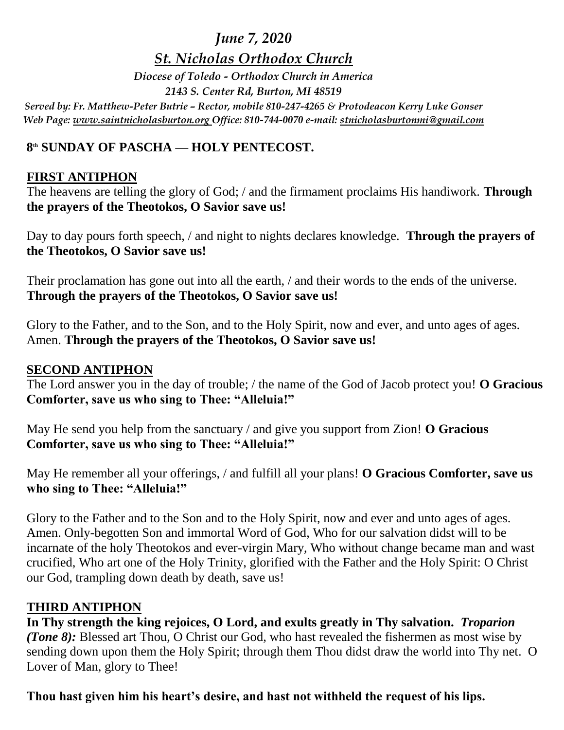*June 7, 2020*

*St. Nicholas Orthodox Church*

*Diocese of Toledo - Orthodox Church in America*

*2143 S. Center Rd, Burton, MI 48519*

*Served by: Fr. Matthew-Peter Butrie – Rector, mobile 810-247-4265 & Protodeacon Kerry Luke Gonser*

*Web Page: www.saintnicholasburton.org Office: 810-744-0070 e-mail: stnicholasburtonmi@gmail.com*

**8th SUNDAY OF PASCHA — HOLY PENTECOST.**

## FIRST ANTIPHON

The heavens are telling the glory of God; / and the firmament proclaims His handiwork. **Through the prayers of the Theotokos, O Savior save us!**

Day to day pours forth speech, / and night to nights declares knowledge. **Through the prayers of the Theotokos, O Savior save us!**

Their proclamation has gone out into all the earth, / and their words to the ends of the universe. **Through the prayers of the Theotokos, O Savior save us!**

Glory to the Father, and to the Son, and to the Holy Spirit, now and ever, and unto ages of ages. Amen. **Through the prayers of the Theotokos, O Savior save us!**

## SECOND ANTIPHON

The Lord answer you in the day of trouble; / the name of the God of Jacob protect you! **O Gracious Comforter, save us who sing to Thee: "Alleluia!"**

May He send you help from the sanctuary / and give you support from Zion! **O Gracious Comforter, save us who sing to Thee: "Alleluia!"**

May He remember all your offerings, / and fulfill all your plans! **O Gracious Comforter, save us who sing to Thee: "Alleluia!"**

Glory to the Father and to the Son and to the Holy Spirit, now and ever and unto ages of ages. Amen. Only-begotten Son and immortal Word of God, Who for our salvation didst will to be incarnate of the holy Theotokos and ever-virgin Mary, Who without change became man and wast crucified, Who art one of the Holy Trinity, glorified with the Father and the Holy Spirit: O Christ our God, trampling down death by death, save us!

## THIRD ANTIPHON

**In Thy strength the king rejoices, O Lord, and exults greatly in Thy salvation.** ***Troparion (Tone 8):*** Blessed art Thou, O Christ our God, who hast revealed the fishermen as most wise by sending down upon them the Holy Spirit; through them Thou didst draw the world into Thy net. O Lover of Man, glory to Thee!

**Thou hast given him his heart's desire, and hast not withheld the request of his lips.**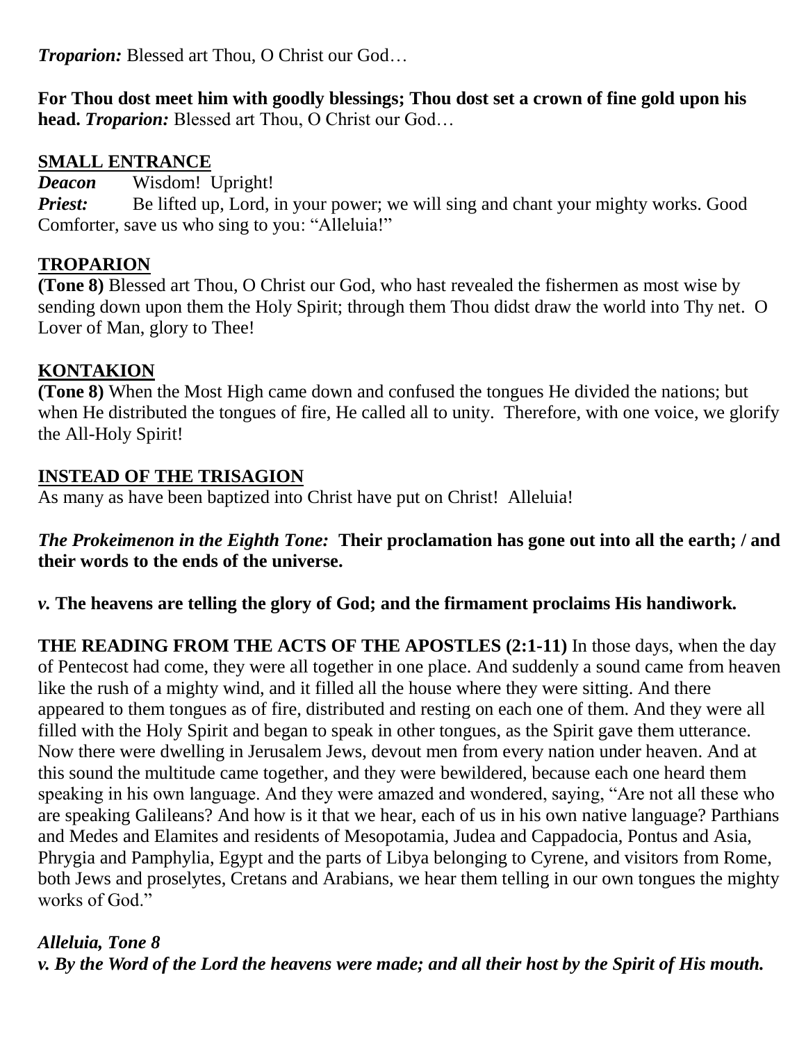***Troparion:*** Blessed art Thou, O Christ our God…

**For Thou dost meet him with goodly blessings; Thou dost set a crown of fine gold upon his head.** ***Troparion:*** Blessed art Thou, O Christ our God…

## SMALL ENTRANCE

***Deacon*** Wisdom! Upright!

***Priest:*** Be lifted up, Lord, in your power; we will sing and chant your mighty works. Good Comforter, save us who sing to you: "Alleluia!"

## TROPARION

**(Tone 8)** Blessed art Thou, O Christ our God, who hast revealed the fishermen as most wise by sending down upon them the Holy Spirit; through them Thou didst draw the world into Thy net. O Lover of Man, glory to Thee!

## KONTAKION

**(Tone 8)** When the Most High came down and confused the tongues He divided the nations; but when He distributed the tongues of fire, He called all to unity. Therefore, with one voice, we glorify the All-Holy Spirit!

## INSTEAD OF THE TRISAGION

As many as have been baptized into Christ have put on Christ! Alleluia!

***The Prokeimenon in the Eighth Tone:*** **Their proclamation has gone out into all the earth; / and their words to the ends of the universe.**

***v.*** **The heavens are telling the glory of God; and the firmament proclaims His handiwork.**

**THE READING FROM THE ACTS OF THE APOSTLES (2:1-11)** In those days, when the day of Pentecost had come, they were all together in one place. And suddenly a sound came from heaven like the rush of a mighty wind, and it filled all the house where they were sitting. And there appeared to them tongues as of fire, distributed and resting on each one of them. And they were all filled with the Holy Spirit and began to speak in other tongues, as the Spirit gave them utterance. Now there were dwelling in Jerusalem Jews, devout men from every nation under heaven. And at this sound the multitude came together, and they were bewildered, because each one heard them speaking in his own language. And they were amazed and wondered, saying, "Are not all these who are speaking Galileans? And how is it that we hear, each of us in his own native language? Parthians and Medes and Elamites and residents of Mesopotamia, Judea and Cappadocia, Pontus and Asia, Phrygia and Pamphylia, Egypt and the parts of Libya belonging to Cyrene, and visitors from Rome, both Jews and proselytes, Cretans and Arabians, we hear them telling in our own tongues the mighty works of God."

***Alleluia, Tone 8***

***v. By the Word of the Lord the heavens were made; and all their host by the Spirit of His mouth.***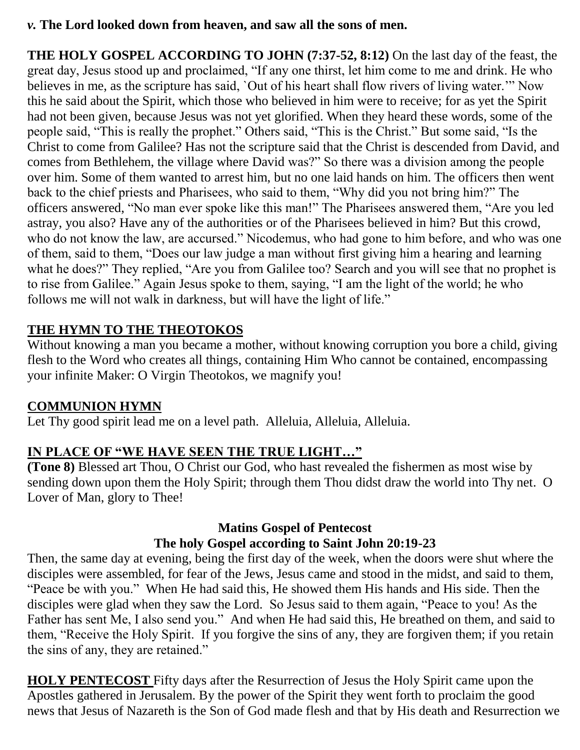***v.* The Lord looked down from heaven, and saw all the sons of men.**

**THE HOLY GOSPEL ACCORDING TO JOHN (7:37-52, 8:12)** On the last day of the feast, the great day, Jesus stood up and proclaimed, "If any one thirst, let him come to me and drink. He who believes in me, as the scripture has said, `Out of his heart shall flow rivers of living water.'" Now this he said about the Spirit, which those who believed in him were to receive; for as yet the Spirit had not been given, because Jesus was not yet glorified. When they heard these words, some of the people said, "This is really the prophet." Others said, "This is the Christ." But some said, "Is the Christ to come from Galilee? Has not the scripture said that the Christ is descended from David, and comes from Bethlehem, the village where David was?" So there was a division among the people over him. Some of them wanted to arrest him, but no one laid hands on him. The officers then went back to the chief priests and Pharisees, who said to them, "Why did you not bring him?" The officers answered, "No man ever spoke like this man!" The Pharisees answered them, "Are you led astray, you also? Have any of the authorities or of the Pharisees believed in him? But this crowd, who do not know the law, are accursed." Nicodemus, who had gone to him before, and who was one of them, said to them, "Does our law judge a man without first giving him a hearing and learning what he does?" They replied, "Are you from Galilee too? Search and you will see that no prophet is to rise from Galilee." Again Jesus spoke to them, saying, "I am the light of the world; he who follows me will not walk in darkness, but will have the light of life."

**THE HYMN TO THE THEOTOKOS**

Without knowing a man you became a mother, without knowing corruption you bore a child, giving flesh to the Word who creates all things, containing Him Who cannot be contained, encompassing your infinite Maker: O Virgin Theotokos, we magnify you!

**COMMUNION HYMN**

Let Thy good spirit lead me on a level path. Alleluia, Alleluia, Alleluia.

**IN PLACE OF "WE HAVE SEEN THE TRUE LIGHT…"**

**(Tone 8)** Blessed art Thou, O Christ our God, who hast revealed the fishermen as most wise by sending down upon them the Holy Spirit; through them Thou didst draw the world into Thy net. O Lover of Man, glory to Thee!

**Matins Gospel of Pentecost**

**The holy Gospel according to Saint John 20:19-23**

Then, the same day at evening, being the first day of the week, when the doors were shut where the disciples were assembled, for fear of the Jews, Jesus came and stood in the midst, and said to them, "Peace be with you." When He had said this, He showed them His hands and His side. Then the disciples were glad when they saw the Lord. So Jesus said to them again, "Peace to you! As the Father has sent Me, I also send you." And when He had said this, He breathed on them, and said to them, "Receive the Holy Spirit. If you forgive the sins of any, they are forgiven them; if you retain the sins of any, they are retained."

**HOLY PENTECOST** Fifty days after the Resurrection of Jesus the Holy Spirit came upon the Apostles gathered in Jerusalem. By the power of the Spirit they went forth to proclaim the good news that Jesus of Nazareth is the Son of God made flesh and that by His death and Resurrection we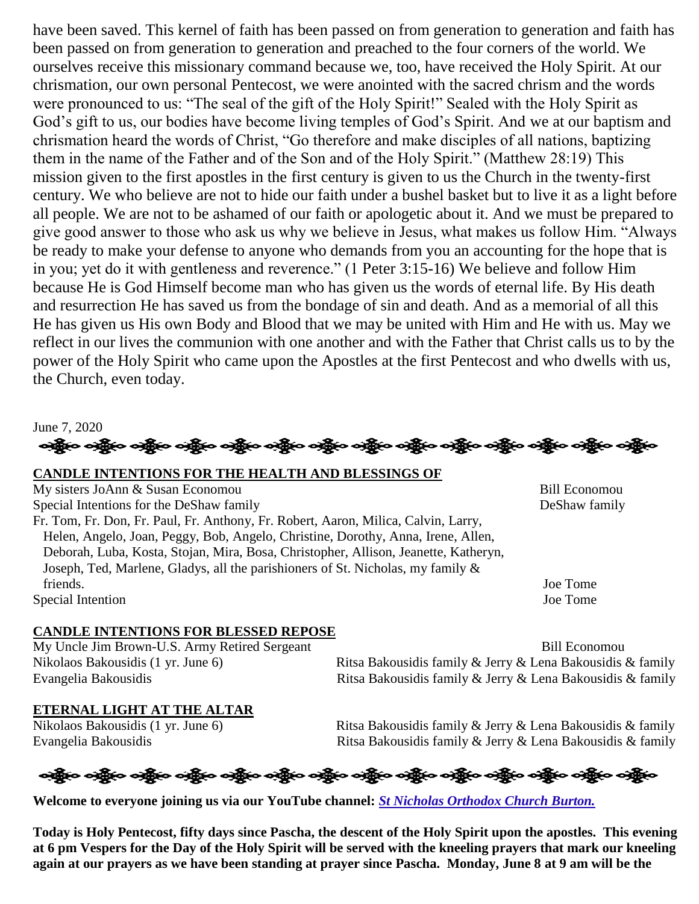have been saved. This kernel of faith has been passed on from generation to generation and faith has been passed on from generation to generation and preached to the four corners of the world. We ourselves receive this missionary command because we, too, have received the Holy Spirit. At our chrismation, our own personal Pentecost, we were anointed with the sacred chrism and the words were pronounced to us: "The seal of the gift of the Holy Spirit!" Sealed with the Holy Spirit as God's gift to us, our bodies have become living temples of God's Spirit. And we at our baptism and chrismation heard the words of Christ, "Go therefore and make disciples of all nations, baptizing them in the name of the Father and of the Son and of the Holy Spirit." (Matthew 28:19) This mission given to the first apostles in the first century is given to us the Church in the twenty-first century. We who believe are not to hide our faith under a bushel basket but to live it as a light before all people. We are not to be ashamed of our faith or apologetic about it. And we must be prepared to give good answer to those who ask us why we believe in Jesus, what makes us follow Him. "Always be ready to make your defense to anyone who demands from you an accounting for the hope that is in you; yet do it with gentleness and reverence." (1 Peter 3:15-16) We believe and follow Him because He is God Himself become man who has given us the words of eternal life. By His death and resurrection He has saved us from the bondage of sin and death. And as a memorial of all this He has given us His own Body and Blood that we may be united with Him and He with us. May we reflect in our lives the communion with one another and with the Father that Christ calls us to by the power of the Holy Spirit who came upon the Apostles at the first Pentecost and who dwells with us, the Church, even today.

June 7, 2020

## CANDLE INTENTIONS FOR THE HEALTH AND BLESSINGS OF

| | |
|---|---|
| My sisters JoAnn & Susan Economou | Bill Economou |
| Special Intentions for the DeShaw family | DeShaw family |
| Fr. Tom, Fr. Don, Fr. Paul, Fr. Anthony, Fr. Robert, Aaron, Milica, Calvin, Larry, Helen, Angelo, Joan, Peggy, Bob, Angelo, Christine, Dorothy, Anna, Irene, Allen, Deborah, Luba, Kosta, Stojan, Mira, Bosa, Christopher, Allison, Jeanette, Katheryn, Joseph, Ted, Marlene, Gladys, all the parishioners of St. Nicholas, my family & friends. | Joe Tome |
| Special Intention | Joe Tome |

## CANDLE INTENTIONS FOR BLESSED REPOSE

| | |
|---|---|
| My Uncle Jim Brown-U.S. Army Retired Sergeant | Bill Economou |
| Nikolaos Bakousidis (1 yr. June 6) | Ritsa Bakousidis family & Jerry & Lena Bakousidis & family |
| Evangelia Bakousidis | Ritsa Bakousidis family & Jerry & Lena Bakousidis & family |

## ETERNAL LIGHT AT THE ALTAR

| | |
|---|---|
| Nikolaos Bakousidis (1 yr. June 6) | Ritsa Bakousidis family & Jerry & Lena Bakousidis & family |
| Evangelia Bakousidis | Ritsa Bakousidis family & Jerry & Lena Bakousidis & family |

**Welcome to everyone joining us via our YouTube channel: *St Nicholas Orthodox Church Burton.***

**Today is Holy Pentecost, fifty days since Pascha, the descent of the Holy Spirit upon the apostles. This evening at 6 pm Vespers for the Day of the Holy Spirit will be served with the kneeling prayers that mark our kneeling again at our prayers as we have been standing at prayer since Pascha. Monday, June 8 at 9 am will be the**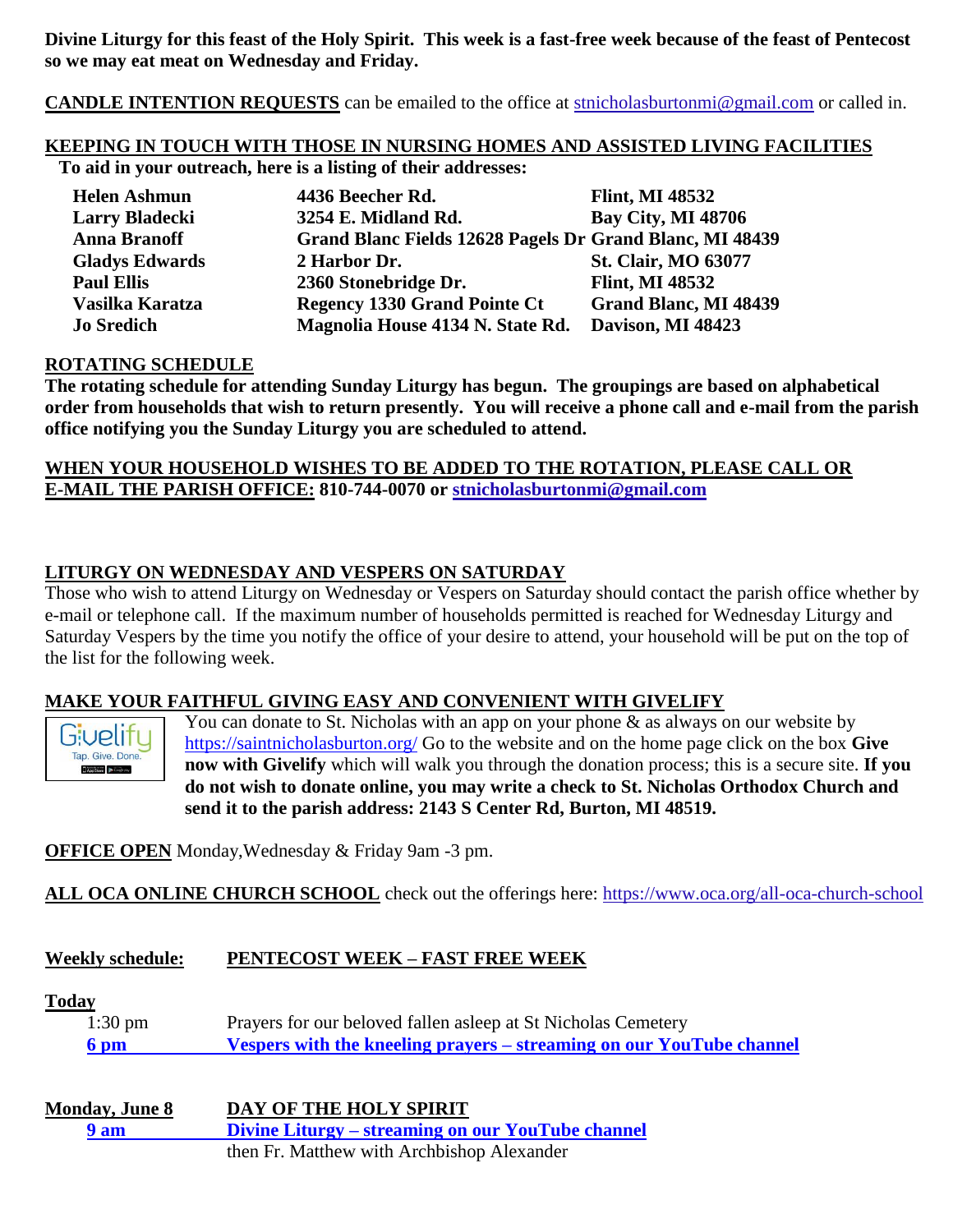**Divine Liturgy for this feast of the Holy Spirit. This week is a fast-free week because of the feast of Pentecost so we may eat meat on Wednesday and Friday.**

**CANDLE INTENTION REQUESTS** can be emailed to the office at stnicholasburtonmi@gmail.com or called in.

**KEEPING IN TOUCH WITH THOSE IN NURSING HOMES AND ASSISTED LIVING FACILITIES**

**To aid in your outreach, here is a listing of their addresses:**

| | | |
|---|---|---|
| **Helen Ashmun** | **4436 Beecher Rd.** | **Flint, MI 48532** |
| **Larry Bladecki** | **3254 E. Midland Rd.** | **Bay City, MI 48706** |
| **Anna Branoff** | **Grand Blanc Fields 12628 Pagels Dr** | **Grand Blanc, MI 48439** |
| **Gladys Edwards** | **2 Harbor Dr.** | **St. Clair, MO 63077** |
| **Paul Ellis** | **2360 Stonebridge Dr.** | **Flint, MI 48532** |
| **Vasilka Karatza** | **Regency 1330 Grand Pointe Ct** | **Grand Blanc, MI 48439** |
| **Jo Sredich** | **Magnolia House 4134 N. State Rd.** | **Davison, MI 48423** |

**ROTATING SCHEDULE**

**The rotating schedule for attending Sunday Liturgy has begun. The groupings are based on alphabetical order from households that wish to return presently. You will receive a phone call and e-mail from the parish office notifying you the Sunday Liturgy you are scheduled to attend.**

**WHEN YOUR HOUSEHOLD WISHES TO BE ADDED TO THE ROTATION, PLEASE CALL OR E-MAIL THE PARISH OFFICE: 810-744-0070 or stnicholasburtonmi@gmail.com**

**LITURGY ON WEDNESDAY AND VESPERS ON SATURDAY**

Those who wish to attend Liturgy on Wednesday or Vespers on Saturday should contact the parish office whether by e-mail or telephone call. If the maximum number of households permitted is reached for Wednesday Liturgy and Saturday Vespers by the time you notify the office of your desire to attend, your household will be put on the top of the list for the following week.

**MAKE YOUR FAITHFUL GIVING EASY AND CONVENIENT WITH GIVELIFY**

You can donate to St. Nicholas with an app on your phone & as always on our website by https://saintnicholasburton.org/ Go to the website and on the home page click on the box **Give now with Givelify** which will walk you through the donation process; this is a secure site. **If you do not wish to donate online, you may write a check to St. Nicholas Orthodox Church and send it to the parish address: 2143 S Center Rd, Burton, MI 48519.**

**OFFICE OPEN** Monday,Wednesday & Friday 9am -3 pm.

**ALL OCA ONLINE CHURCH SCHOOL** check out the offerings here: https://www.oca.org/all-oca-church-school

**Weekly schedule:** **PENTECOST WEEK – FAST FREE WEEK**

**Today**

1:30 pm — Prayers for our beloved fallen asleep at St Nicholas Cemetery

**6 pm — Vespers with the kneeling prayers – streaming on our YouTube channel**

**Monday, June 8** — **DAY OF THE HOLY SPIRIT**

**9 am — Divine Liturgy – streaming on our YouTube channel**

then Fr. Matthew with Archbishop Alexander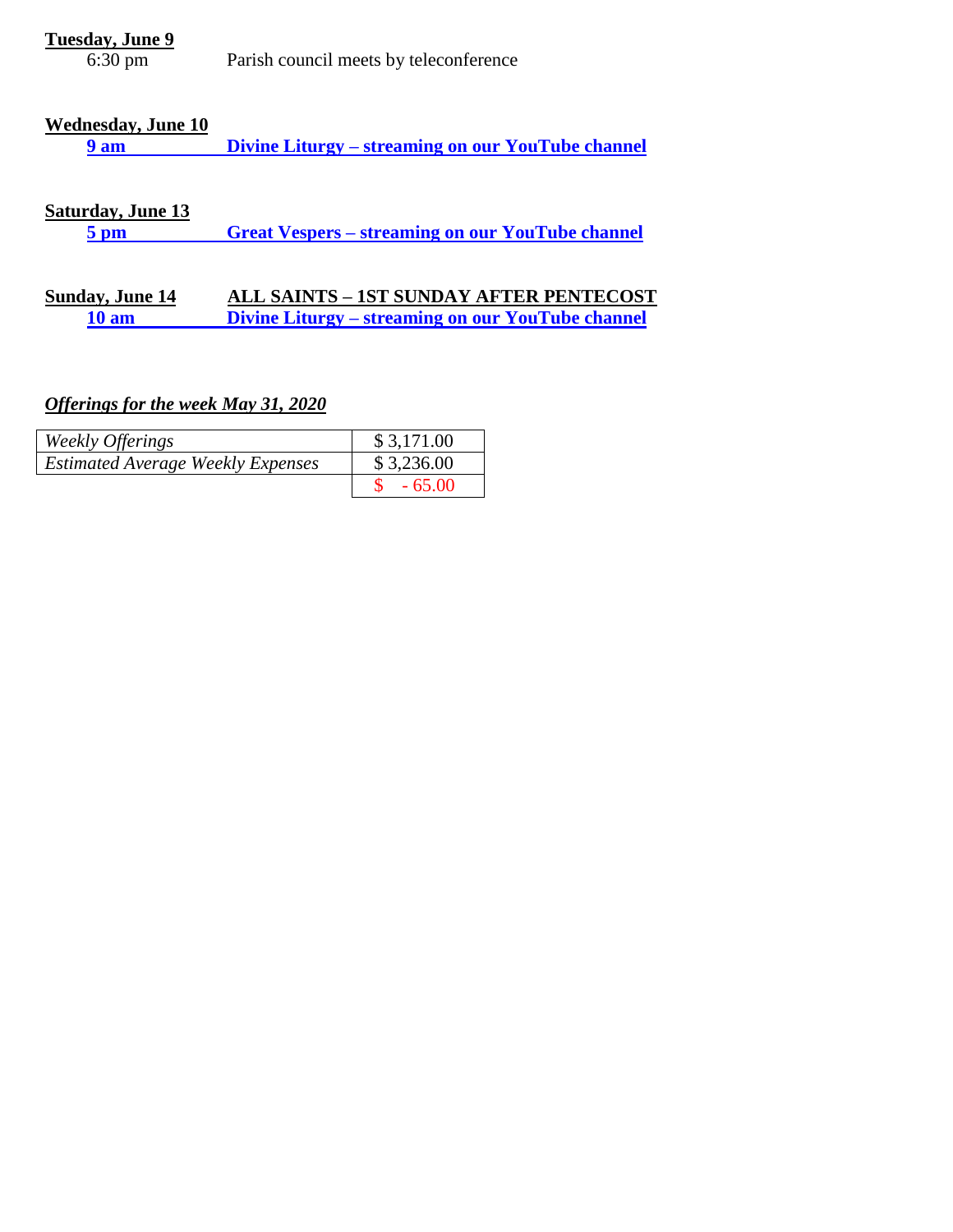**Tuesday, June 9**
6:30 pm Parish council meets by teleconference

**Wednesday, June 10**
**9 am Divine Liturgy – streaming on our YouTube channel**

**Saturday, June 13**
**5 pm Great Vespers – streaming on our YouTube channel**

**Sunday, June 14** **ALL SAINTS – 1ST SUNDAY AFTER PENTECOST**
**10 am Divine Liturgy – streaming on our YouTube channel**

***Offerings for the week May 31, 2020***

| | |
|---|---|
| *Weekly Offerings* | $ 3,171.00 |
| *Estimated Average Weekly Expenses* | $ 3,236.00 |
| | $ - 65.00 |